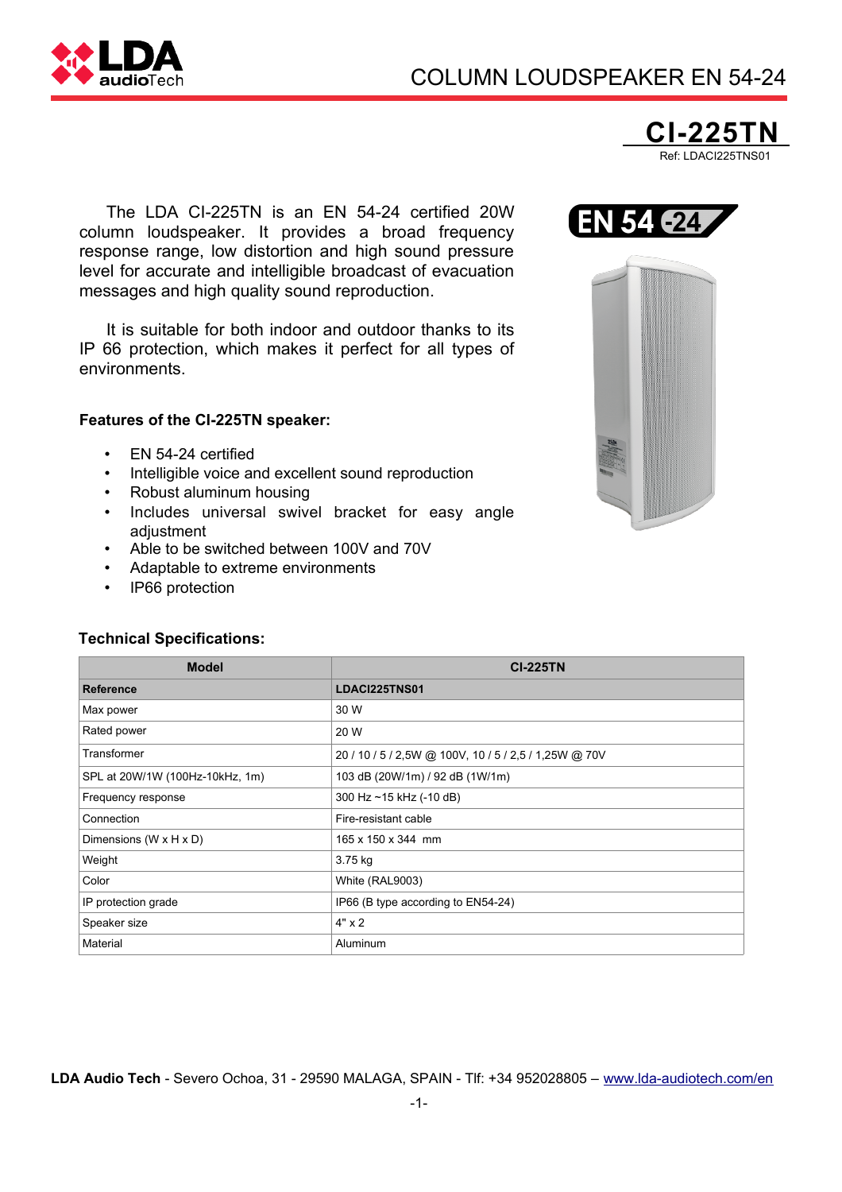COLUMN LOUDSPEAKER EN 54-24

# CI-225TN

Ref: LDACI225TNS01

The LDA CI-225TN is an EN 54-24 certified 20W column loudspeaker. It provides a broad frequency response range, low distortion and high sound pressure level for accurate and intelligible broadcast of evacuation messages and high quality sound reproduction.

It is suitable for both indoor and outdoor thanks to its IP 66 protection, which makes it perfect for all types of environments.

**Features of the CI-225TN speaker:**

- EN 54-24 certified
- Intelligible voice and excellent sound reproduction
- Robust aluminum housing
- Includes universal swivel bracket for easy angle adjustment
- Able to be switched between 100V and 70V
- Adaptable to extreme environments
- IP66 protection

**Technical Specifications:**

| Model | CI-225TN |
|---|---|
| **Reference** | **LDACI225TNS01** |
| Max power | 30 W |
| Rated power | 20 W |
| Transformer | 20 / 10 / 5 / 2,5W @ 100V, 10 / 5 / 2,5 / 1,25W @ 70V |
| SPL at 20W/1W (100Hz-10kHz, 1m) | 103 dB (20W/1m) / 92 dB (1W/1m) |
| Frequency response | 300 Hz ~15 kHz (-10 dB) |
| Connection | Fire-resistant cable |
| Dimensions (W x H x D) | 165 x 150 x 344 mm |
| Weight | 3.75 kg |
| Color | White (RAL9003) |
| IP protection grade | IP66 (B type according to EN54-24) |
| Speaker size | 4" x 2 |
| Material | Aluminum |

**LDA Audio Tech** - Severo Ochoa, 31 - 29590 MALAGA, SPAIN - Tlf: +34 952028805 – www.lda-audiotech.com/en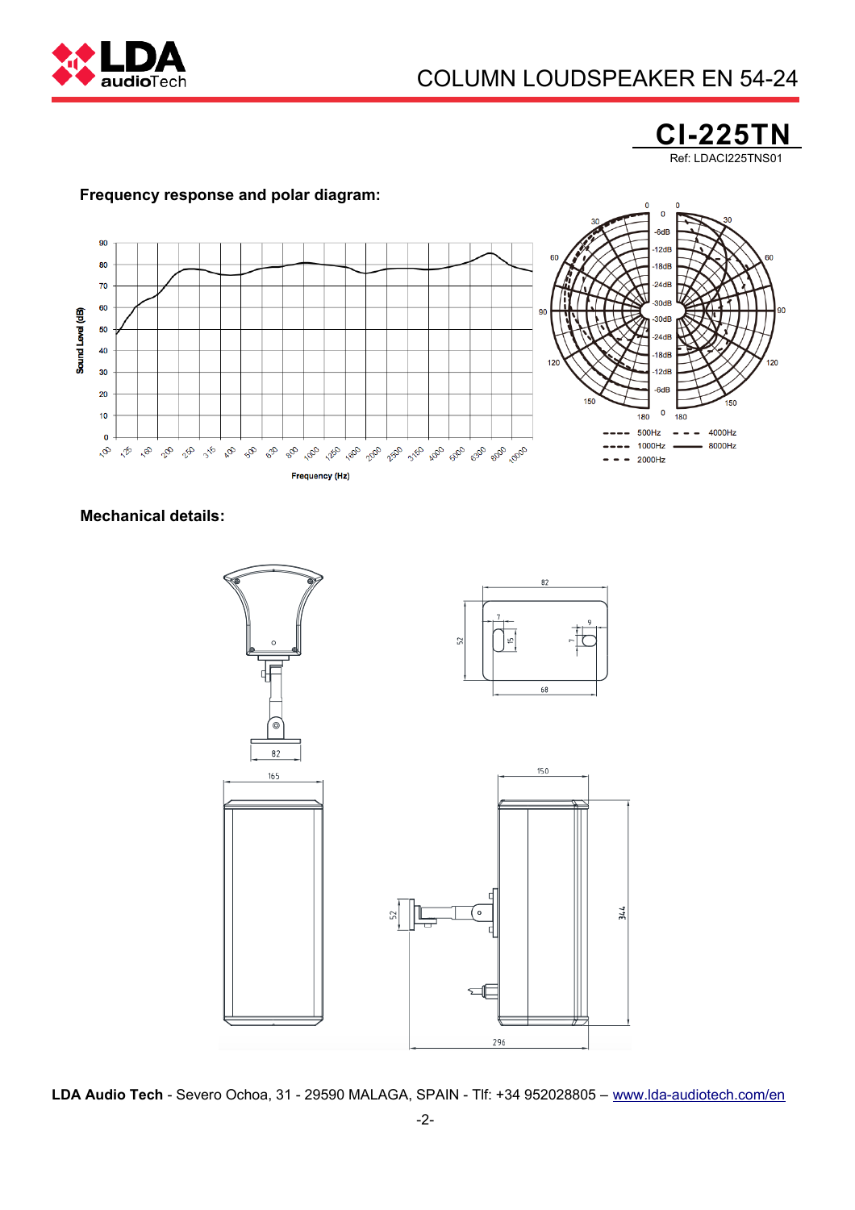# CI-225TN

Ref: LDACI225TNS01

**Frequency response and polar diagram:**

Sound Level (dB)

90
80
70
60
50
40
30
20
10
0

100 125 160 200 250 315 400 500 630 800 1000 1250 1600 2000 2500 3150 4000 5000 6300 8000 10000

Frequency (Hz)

0 30 60 90 120 150 180

-6dB -12dB -18dB -24dB -30dB

500Hz 4000Hz
1000Hz 8000Hz
2000Hz

**Mechanical details:**

82
52
7
15
9
7
68
82
165
150
52
344
296

**LDA Audio Tech** - Severo Ochoa, 31 - 29590 MALAGA, SPAIN - Tlf: +34 952028805 – www.lda-audiotech.com/en